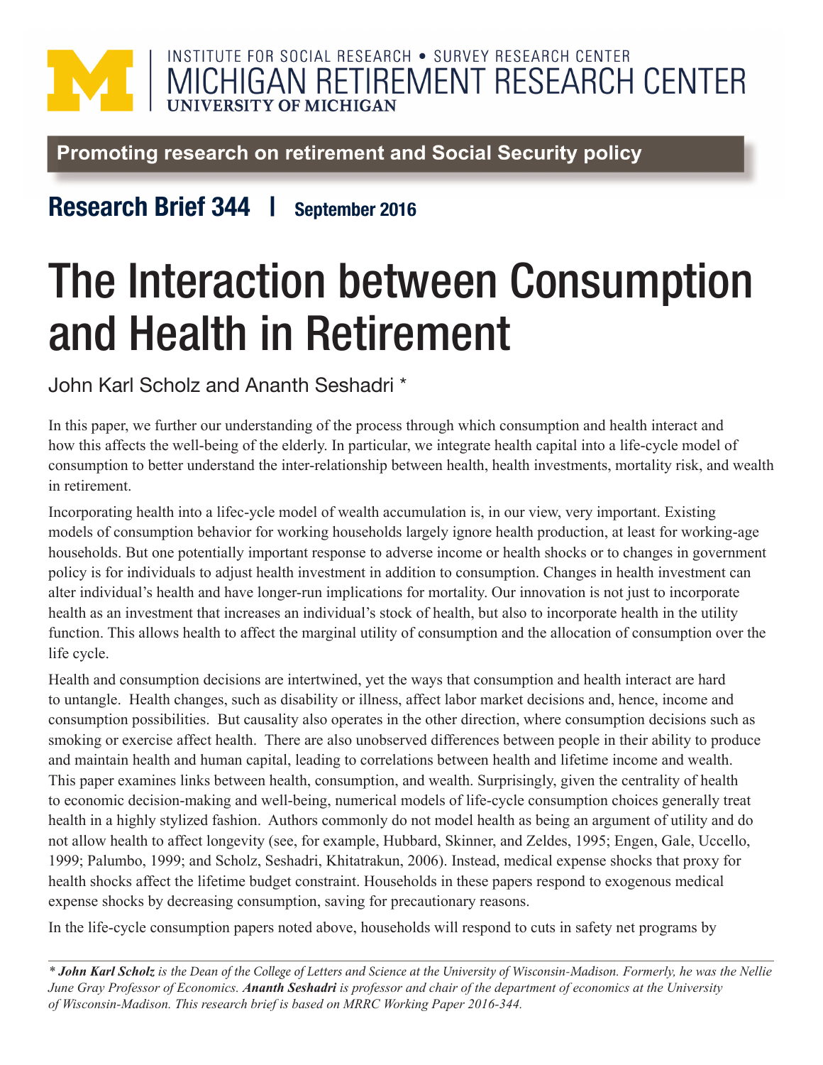INSTITUTE FOR SOCIAL RESEARCH • SURVEY RESEARCH CENTER
MICHIGAN RETIREMENT RESEARCH CENTER
UNIVERSITY OF MICHIGAN

**Promoting research on retirement and Social Security policy**

**Research Brief 344 | September 2016**

# The Interaction between Consumption and Health in Retirement

John Karl Scholz and Ananth Seshadri *

In this paper, we further our understanding of the process through which consumption and health interact and how this affects the well-being of the elderly. In particular, we integrate health capital into a life-cycle model of consumption to better understand the inter-relationship between health, health investments, mortality risk, and wealth in retirement.

Incorporating health into a lifec-ycle model of wealth accumulation is, in our view, very important. Existing models of consumption behavior for working households largely ignore health production, at least for working-age households. But one potentially important response to adverse income or health shocks or to changes in government policy is for individuals to adjust health investment in addition to consumption. Changes in health investment can alter individual's health and have longer-run implications for mortality. Our innovation is not just to incorporate health as an investment that increases an individual's stock of health, but also to incorporate health in the utility function. This allows health to affect the marginal utility of consumption and the allocation of consumption over the life cycle.

Health and consumption decisions are intertwined, yet the ways that consumption and health interact are hard to untangle. Health changes, such as disability or illness, affect labor market decisions and, hence, income and consumption possibilities. But causality also operates in the other direction, where consumption decisions such as smoking or exercise affect health. There are also unobserved differences between people in their ability to produce and maintain health and human capital, leading to correlations between health and lifetime income and wealth. This paper examines links between health, consumption, and wealth. Surprisingly, given the centrality of health to economic decision-making and well-being, numerical models of life-cycle consumption choices generally treat health in a highly stylized fashion. Authors commonly do not model health as being an argument of utility and do not allow health to affect longevity (see, for example, Hubbard, Skinner, and Zeldes, 1995; Engen, Gale, Uccello, 1999; Palumbo, 1999; and Scholz, Seshadri, Khitatrakun, 2006). Instead, medical expense shocks that proxy for health shocks affect the lifetime budget constraint. Households in these papers respond to exogenous medical expense shocks by decreasing consumption, saving for precautionary reasons.

In the life-cycle consumption papers noted above, households will respond to cuts in safety net programs by

---

*\* **John Karl Scholz** is the Dean of the College of Letters and Science at the University of Wisconsin-Madison. Formerly, he was the Nellie June Gray Professor of Economics. **Ananth Seshadri** is professor and chair of the department of economics at the University of Wisconsin-Madison. This research brief is based on MRRC Working Paper 2016-344.*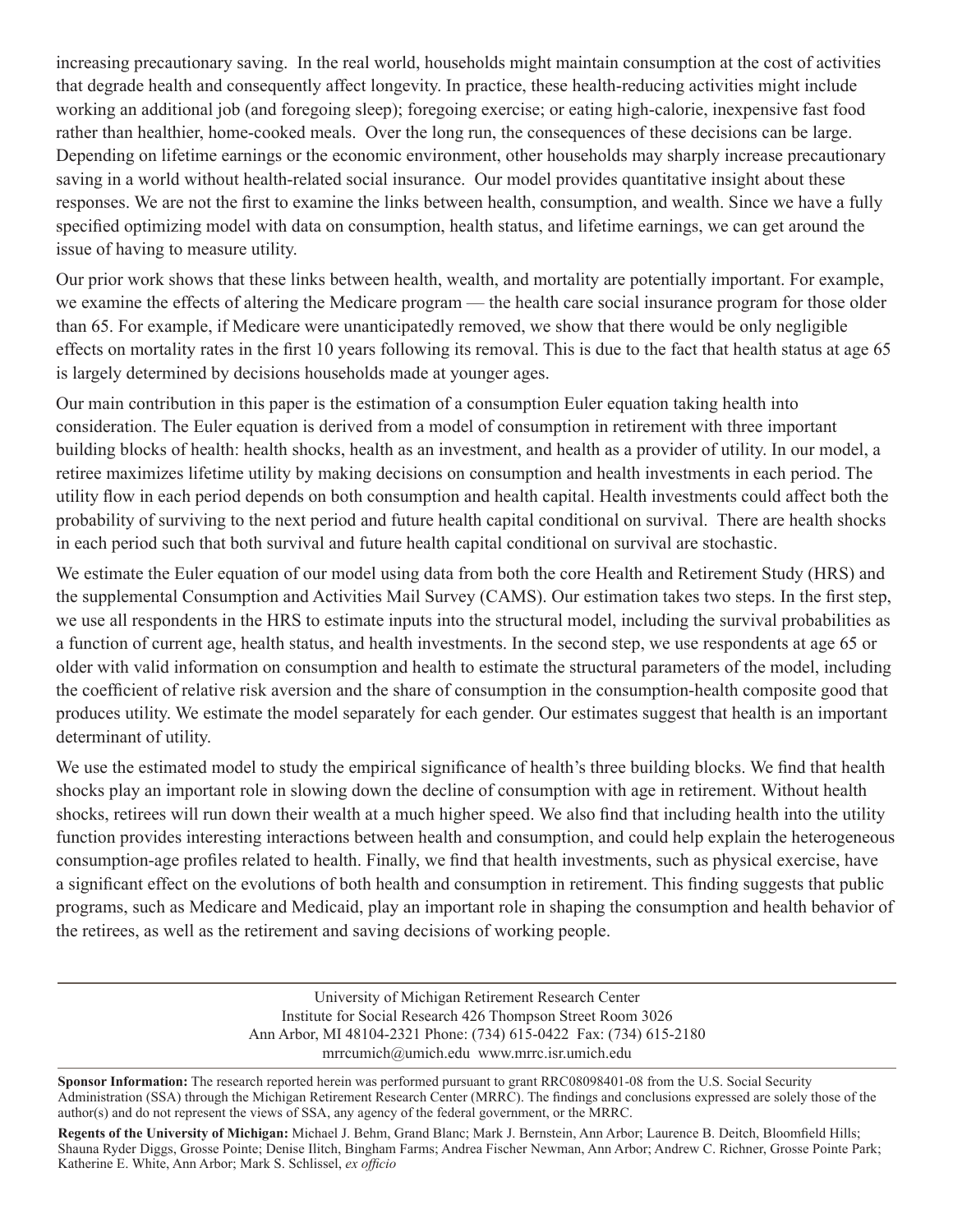increasing precautionary saving. In the real world, households might maintain consumption at the cost of activities that degrade health and consequently affect longevity. In practice, these health-reducing activities might include working an additional job (and foregoing sleep); foregoing exercise; or eating high-calorie, inexpensive fast food rather than healthier, home-cooked meals. Over the long run, the consequences of these decisions can be large. Depending on lifetime earnings or the economic environment, other households may sharply increase precautionary saving in a world without health-related social insurance. Our model provides quantitative insight about these responses. We are not the first to examine the links between health, consumption, and wealth. Since we have a fully specified optimizing model with data on consumption, health status, and lifetime earnings, we can get around the issue of having to measure utility.

Our prior work shows that these links between health, wealth, and mortality are potentially important. For example, we examine the effects of altering the Medicare program — the health care social insurance program for those older than 65. For example, if Medicare were unanticipatedly removed, we show that there would be only negligible effects on mortality rates in the first 10 years following its removal. This is due to the fact that health status at age 65 is largely determined by decisions households made at younger ages.

Our main contribution in this paper is the estimation of a consumption Euler equation taking health into consideration. The Euler equation is derived from a model of consumption in retirement with three important building blocks of health: health shocks, health as an investment, and health as a provider of utility. In our model, a retiree maximizes lifetime utility by making decisions on consumption and health investments in each period. The utility flow in each period depends on both consumption and health capital. Health investments could affect both the probability of surviving to the next period and future health capital conditional on survival. There are health shocks in each period such that both survival and future health capital conditional on survival are stochastic.

We estimate the Euler equation of our model using data from both the core Health and Retirement Study (HRS) and the supplemental Consumption and Activities Mail Survey (CAMS). Our estimation takes two steps. In the first step, we use all respondents in the HRS to estimate inputs into the structural model, including the survival probabilities as a function of current age, health status, and health investments. In the second step, we use respondents at age 65 or older with valid information on consumption and health to estimate the structural parameters of the model, including the coefficient of relative risk aversion and the share of consumption in the consumption-health composite good that produces utility. We estimate the model separately for each gender. Our estimates suggest that health is an important determinant of utility.

We use the estimated model to study the empirical significance of health's three building blocks. We find that health shocks play an important role in slowing down the decline of consumption with age in retirement. Without health shocks, retirees will run down their wealth at a much higher speed. We also find that including health into the utility function provides interesting interactions between health and consumption, and could help explain the heterogeneous consumption-age profiles related to health. Finally, we find that health investments, such as physical exercise, have a significant effect on the evolutions of both health and consumption in retirement. This finding suggests that public programs, such as Medicare and Medicaid, play an important role in shaping the consumption and health behavior of the retirees, as well as the retirement and saving decisions of working people.

---

University of Michigan Retirement Research Center
Institute for Social Research 426 Thompson Street Room 3026
Ann Arbor, MI 48104-2321 Phone: (734) 615-0422 Fax: (734) 615-2180
mrrcumich@umich.edu www.mrrc.isr.umich.edu

**Sponsor Information:** The research reported herein was performed pursuant to grant RRC08098401-08 from the U.S. Social Security Administration (SSA) through the Michigan Retirement Research Center (MRRC). The findings and conclusions expressed are solely those of the author(s) and do not represent the views of SSA, any agency of the federal government, or the MRRC.

**Regents of the University of Michigan:** Michael J. Behm, Grand Blanc; Mark J. Bernstein, Ann Arbor; Laurence B. Deitch, Bloomfield Hills; Shauna Ryder Diggs, Grosse Pointe; Denise Ilitch, Bingham Farms; Andrea Fischer Newman, Ann Arbor; Andrew C. Richner, Grosse Pointe Park; Katherine E. White, Ann Arbor; Mark S. Schlissel, *ex officio*